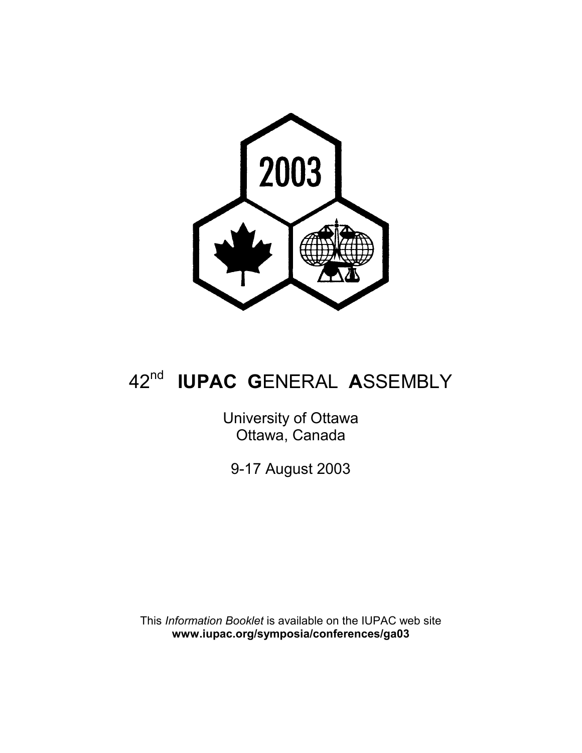2003

# 42nd **IUPAC G**ENERAL **A**SSEMBLY

University of Ottawa
Ottawa, Canada

9-17 August 2003

This *Information Booklet* is available on the IUPAC web site
**www.iupac.org/symposia/conferences/ga03**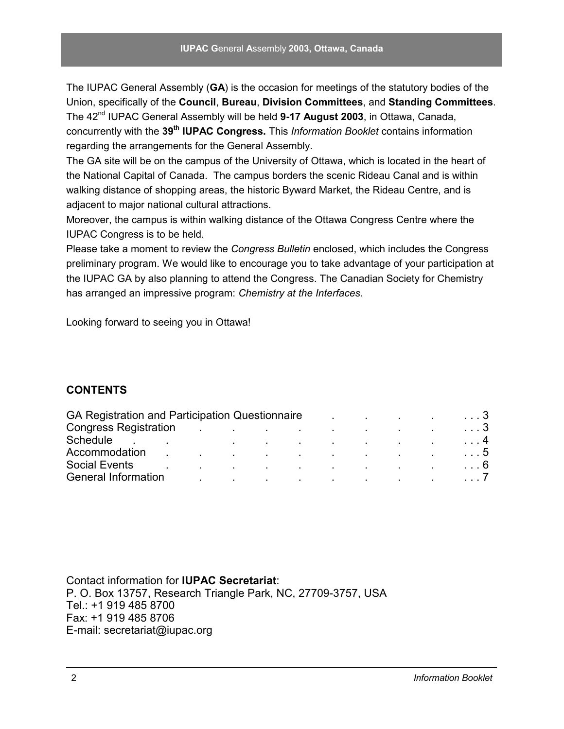The IUPAC General Assembly (**GA**) is the occasion for meetings of the statutory bodies of the Union, specifically of the **Council**, **Bureau**, **Division Committees**, and **Standing Committees**. The 42nd IUPAC General Assembly will be held **9-17 August 2003**, in Ottawa, Canada, concurrently with the **39th IUPAC Congress.** This *Information Booklet* contains information regarding the arrangements for the General Assembly.

The GA site will be on the campus of the University of Ottawa, which is located in the heart of the National Capital of Canada. The campus borders the scenic Rideau Canal and is within walking distance of shopping areas, the historic Byward Market, the Rideau Centre, and is adjacent to major national cultural attractions.

Moreover, the campus is within walking distance of the Ottawa Congress Centre where the IUPAC Congress is to be held.

Please take a moment to review the *Congress Bulletin* enclosed, which includes the Congress preliminary program. We would like to encourage you to take advantage of your participation at the IUPAC GA by also planning to attend the Congress. The Canadian Society for Chemistry has arranged an impressive program: *Chemistry at the Interfaces*.

Looking forward to seeing you in Ottawa!

## CONTENTS

| | |
|---|---|
| GA Registration and Participation Questionnaire | 3 |
| Congress Registration | 3 |
| Schedule | 4 |
| Accommodation | 5 |
| Social Events | 6 |
| General Information | 7 |

Contact information for **IUPAC Secretariat**:
P. O. Box 13757, Research Triangle Park, NC, 27709-3757, USA
Tel.: +1 919 485 8700
Fax: +1 919 485 8706
E-mail: secretariat@iupac.org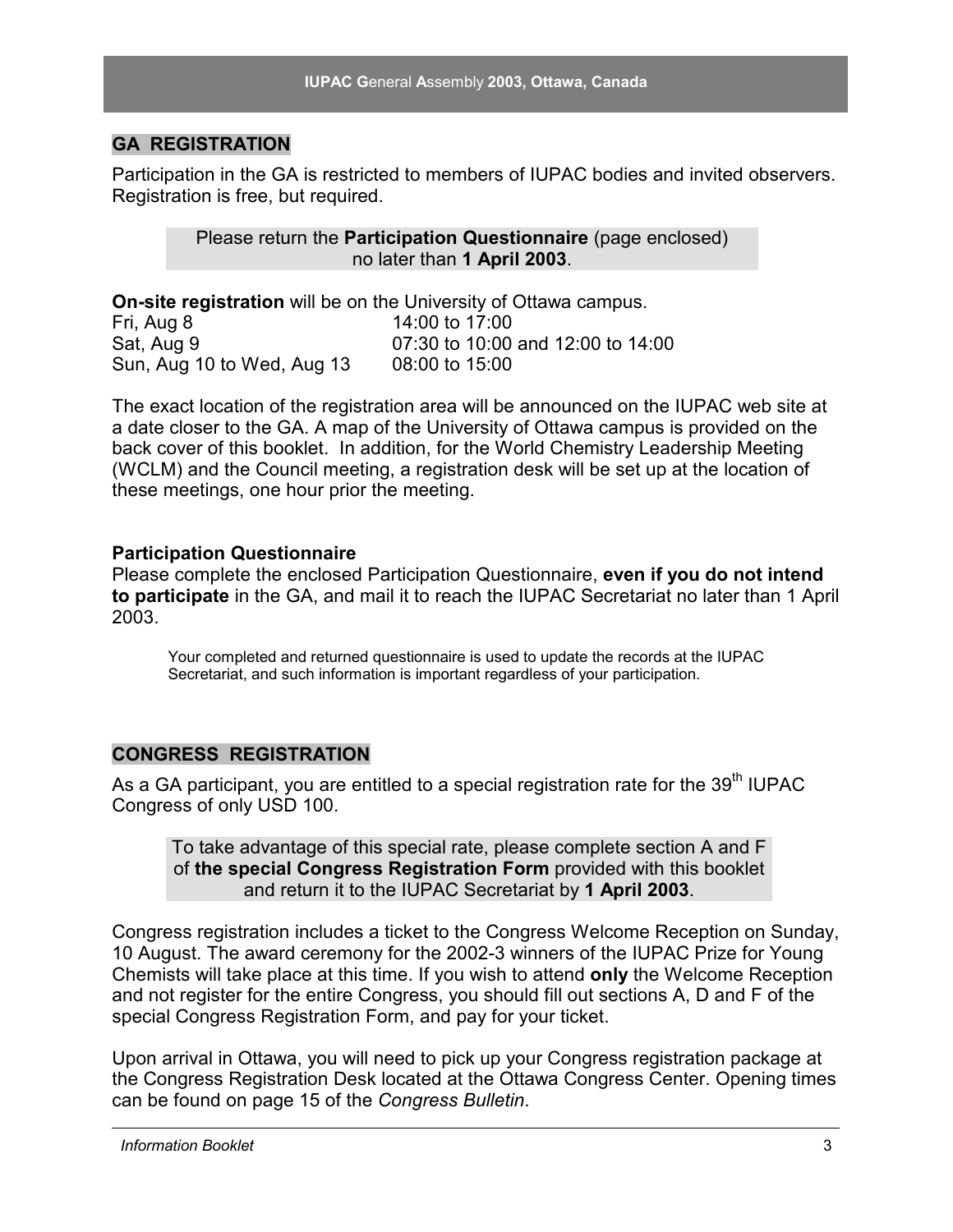## GA REGISTRATION

Participation in the GA is restricted to members of IUPAC bodies and invited observers. Registration is free, but required.

> Please return the **Participation Questionnaire** (page enclosed) no later than **1 April 2003**.

**On-site registration** will be on the University of Ottawa campus.

| | |
|---|---|
| Fri, Aug 8 | 14:00 to 17:00 |
| Sat, Aug 9 | 07:30 to 10:00 and 12:00 to 14:00 |
| Sun, Aug 10 to Wed, Aug 13 | 08:00 to 15:00 |

The exact location of the registration area will be announced on the IUPAC web site at a date closer to the GA. A map of the University of Ottawa campus is provided on the back cover of this booklet. In addition, for the World Chemistry Leadership Meeting (WCLM) and the Council meeting, a registration desk will be set up at the location of these meetings, one hour prior the meeting.

### Participation Questionnaire

Please complete the enclosed Participation Questionnaire, **even if you do not intend to participate** in the GA, and mail it to reach the IUPAC Secretariat no later than 1 April 2003.

Your completed and returned questionnaire is used to update the records at the IUPAC Secretariat, and such information is important regardless of your participation.

## CONGRESS REGISTRATION

As a GA participant, you are entitled to a special registration rate for the 39th IUPAC Congress of only USD 100.

> To take advantage of this special rate, please complete section A and F of **the special Congress Registration Form** provided with this booklet and return it to the IUPAC Secretariat by **1 April 2003**.

Congress registration includes a ticket to the Congress Welcome Reception on Sunday, 10 August. The award ceremony for the 2002-3 winners of the IUPAC Prize for Young Chemists will take place at this time. If you wish to attend **only** the Welcome Reception and not register for the entire Congress, you should fill out sections A, D and F of the special Congress Registration Form, and pay for your ticket.

Upon arrival in Ottawa, you will need to pick up your Congress registration package at the Congress Registration Desk located at the Ottawa Congress Center. Opening times can be found on page 15 of the *Congress Bulletin*.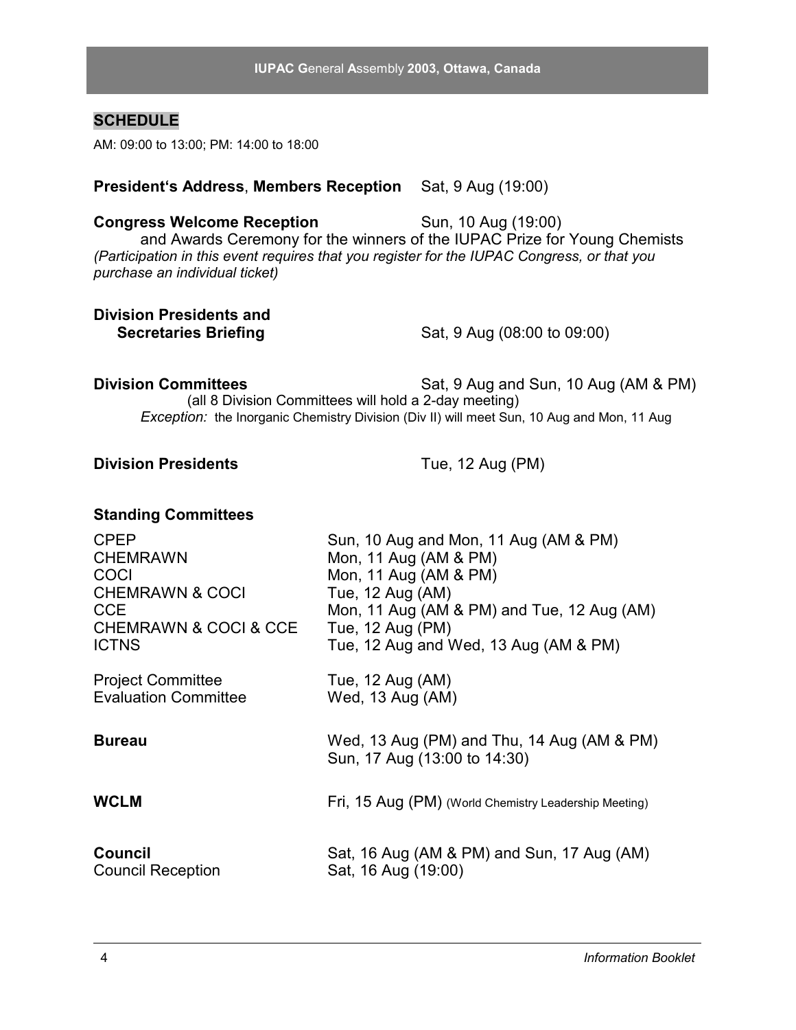## SCHEDULE

AM: 09:00 to 13:00; PM: 14:00 to 18:00

**President's Address**, **Members Reception** Sat, 9 Aug (19:00)

**Congress Welcome Reception** Sun, 10 Aug (19:00)
and Awards Ceremony for the winners of the IUPAC Prize for Young Chemists
*(Participation in this event requires that you register for the IUPAC Congress, or that you purchase an individual ticket)*

**Division Presidents and Secretaries Briefing** Sat, 9 Aug (08:00 to 09:00)

**Division Committees** Sat, 9 Aug and Sun, 10 Aug (AM & PM)
(all 8 Division Committees will hold a 2-day meeting)
*Exception:* the Inorganic Chemistry Division (Div II) will meet Sun, 10 Aug and Mon, 11 Aug

**Division Presidents** Tue, 12 Aug (PM)

**Standing Committees**

| | |
|---|---|
| CPEP | Sun, 10 Aug and Mon, 11 Aug (AM & PM) |
| CHEMRAWN | Mon, 11 Aug (AM & PM) |
| COCI | Mon, 11 Aug (AM & PM) |
| CHEMRAWN & COCI | Tue, 12 Aug (AM) |
| CCE | Mon, 11 Aug (AM & PM) and Tue, 12 Aug (AM) |
| CHEMRAWN & COCI & CCE | Tue, 12 Aug (PM) |
| ICTNS | Tue, 12 Aug and Wed, 13 Aug (AM & PM) |
| Project Committee | Tue, 12 Aug (AM) |
| Evaluation Committee | Wed, 13 Aug (AM) |
| **Bureau** | Wed, 13 Aug (PM) and Thu, 14 Aug (AM & PM)<br>Sun, 17 Aug (13:00 to 14:30) |
| **WCLM** | Fri, 15 Aug (PM) (World Chemistry Leadership Meeting) |
| **Council** | Sat, 16 Aug (AM & PM) and Sun, 17 Aug (AM) |
| Council Reception | Sat, 16 Aug (19:00) |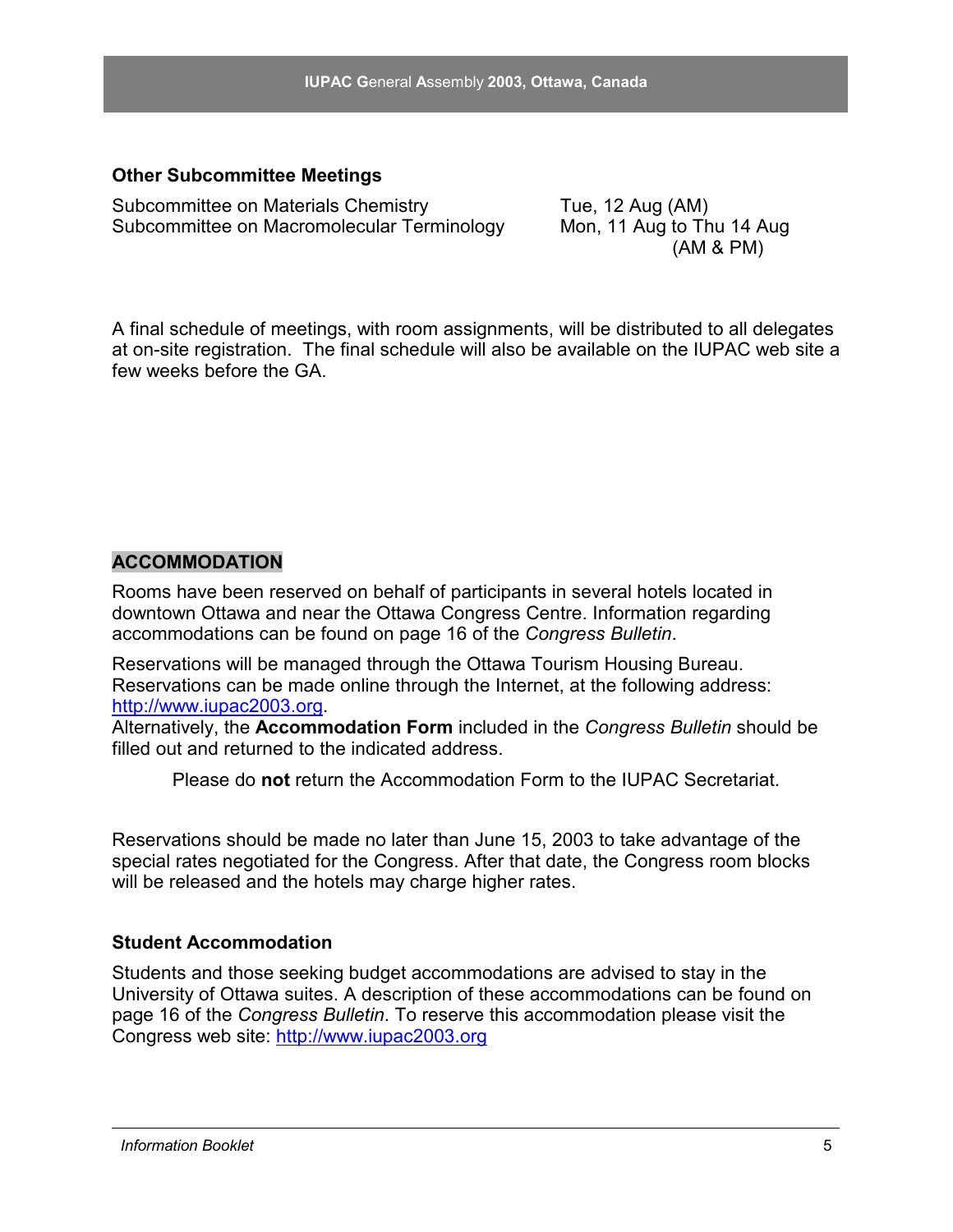### Other Subcommittee Meetings

| | |
|---|---|
| Subcommittee on Materials Chemistry | Tue, 12 Aug (AM) |
| Subcommittee on Macromolecular Terminology | Mon, 11 Aug to Thu 14 Aug (AM & PM) |

A final schedule of meetings, with room assignments, will be distributed to all delegates at on-site registration. The final schedule will also be available on the IUPAC web site a few weeks before the GA.

## ACCOMMODATION

Rooms have been reserved on behalf of participants in several hotels located in downtown Ottawa and near the Ottawa Congress Centre. Information regarding accommodations can be found on page 16 of the *Congress Bulletin*.

Reservations will be managed through the Ottawa Tourism Housing Bureau. Reservations can be made online through the Internet, at the following address: http://www.iupac2003.org.
Alternatively, the **Accommodation Form** included in the *Congress Bulletin* should be filled out and returned to the indicated address.

Please do **not** return the Accommodation Form to the IUPAC Secretariat.

Reservations should be made no later than June 15, 2003 to take advantage of the special rates negotiated for the Congress. After that date, the Congress room blocks will be released and the hotels may charge higher rates.

### Student Accommodation

Students and those seeking budget accommodations are advised to stay in the University of Ottawa suites. A description of these accommodations can be found on page 16 of the *Congress Bulletin*. To reserve this accommodation please visit the Congress web site: http://www.iupac2003.org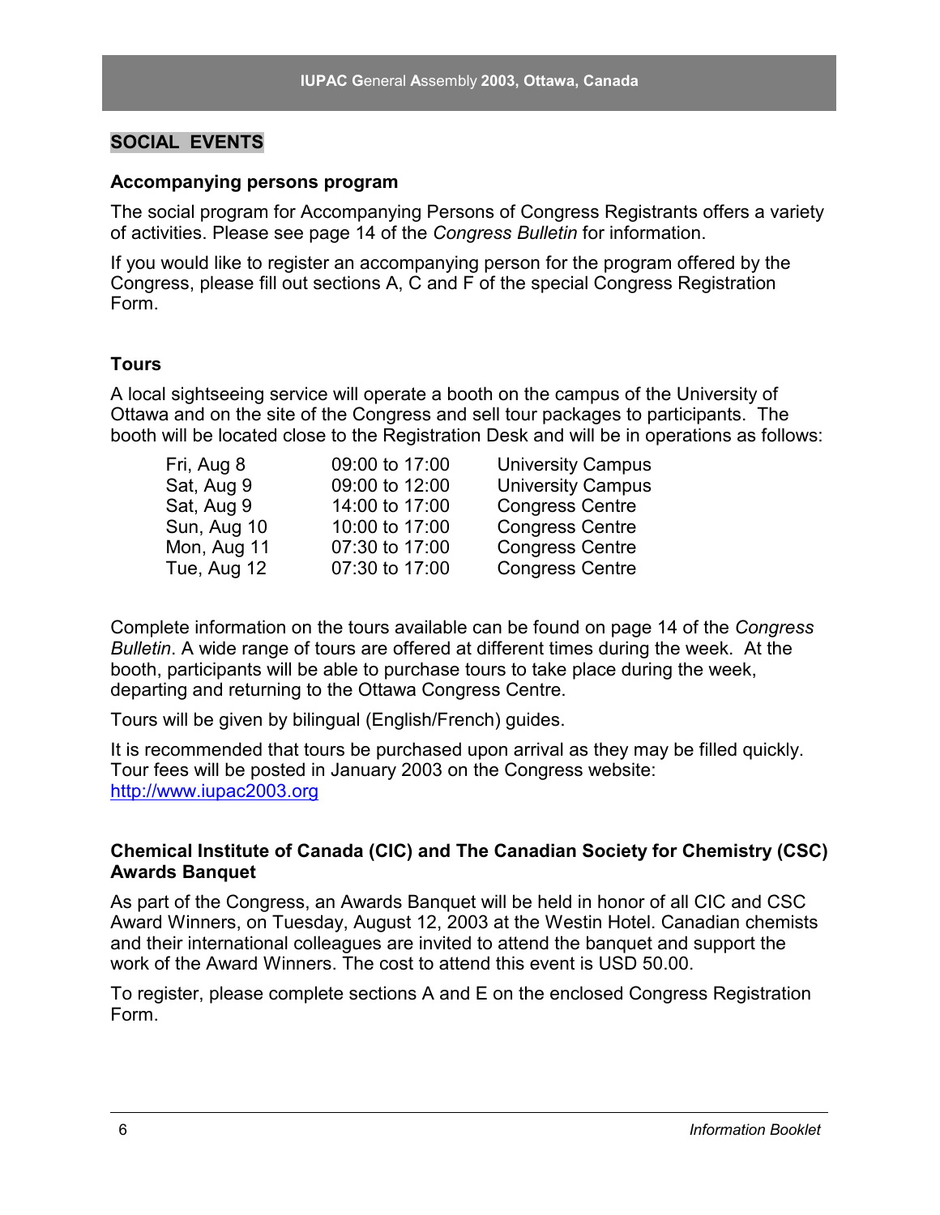## SOCIAL EVENTS

### Accompanying persons program

The social program for Accompanying Persons of Congress Registrants offers a variety of activities. Please see page 14 of the *Congress Bulletin* for information.

If you would like to register an accompanying person for the program offered by the Congress, please fill out sections A, C and F of the special Congress Registration Form.

### Tours

A local sightseeing service will operate a booth on the campus of the University of Ottawa and on the site of the Congress and sell tour packages to participants. The booth will be located close to the Registration Desk and will be in operations as follows:

| | | |
|---|---|---|
| Fri, Aug 8 | 09:00 to 17:00 | University Campus |
| Sat, Aug 9 | 09:00 to 12:00 | University Campus |
| Sat, Aug 9 | 14:00 to 17:00 | Congress Centre |
| Sun, Aug 10 | 10:00 to 17:00 | Congress Centre |
| Mon, Aug 11 | 07:30 to 17:00 | Congress Centre |
| Tue, Aug 12 | 07:30 to 17:00 | Congress Centre |

Complete information on the tours available can be found on page 14 of the *Congress Bulletin*. A wide range of tours are offered at different times during the week. At the booth, participants will be able to purchase tours to take place during the week, departing and returning to the Ottawa Congress Centre.

Tours will be given by bilingual (English/French) guides.

It is recommended that tours be purchased upon arrival as they may be filled quickly. Tour fees will be posted in January 2003 on the Congress website: http://www.iupac2003.org

### Chemical Institute of Canada (CIC) and The Canadian Society for Chemistry (CSC) Awards Banquet

As part of the Congress, an Awards Banquet will be held in honor of all CIC and CSC Award Winners, on Tuesday, August 12, 2003 at the Westin Hotel. Canadian chemists and their international colleagues are invited to attend the banquet and support the work of the Award Winners. The cost to attend this event is USD 50.00.

To register, please complete sections A and E on the enclosed Congress Registration Form.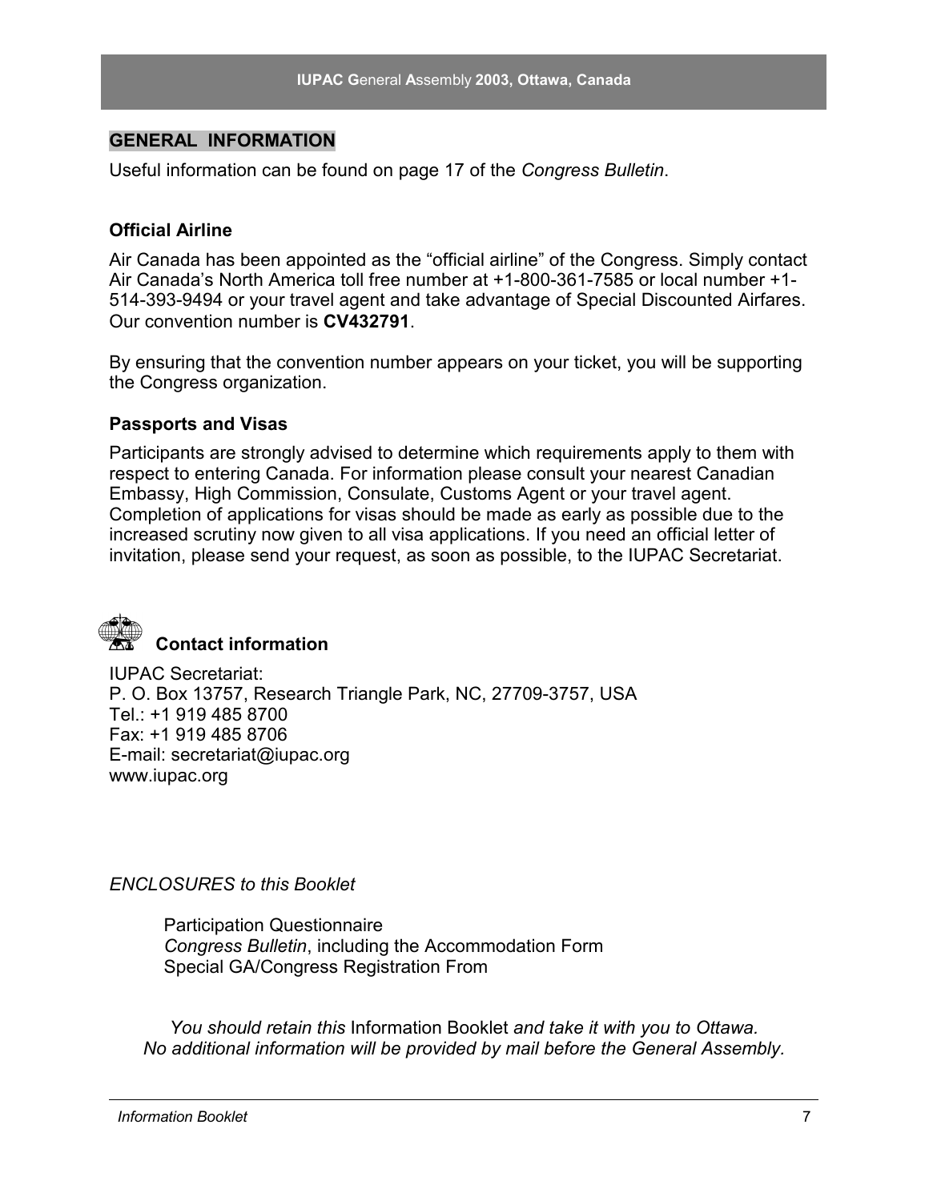## GENERAL INFORMATION

Useful information can be found on page 17 of the *Congress Bulletin*.

### Official Airline

Air Canada has been appointed as the “official airline” of the Congress. Simply contact Air Canada’s North America toll free number at +1-800-361-7585 or local number +1-514-393-9494 or your travel agent and take advantage of Special Discounted Airfares. Our convention number is **CV432791**.

By ensuring that the convention number appears on your ticket, you will be supporting the Congress organization.

### Passports and Visas

Participants are strongly advised to determine which requirements apply to them with respect to entering Canada. For information please consult your nearest Canadian Embassy, High Commission, Consulate, Customs Agent or your travel agent. Completion of applications for visas should be made as early as possible due to the increased scrutiny now given to all visa applications. If you need an official letter of invitation, please send your request, as soon as possible, to the IUPAC Secretariat.

### Contact information

IUPAC Secretariat:
P. O. Box 13757, Research Triangle Park, NC, 27709-3757, USA
Tel.: +1 919 485 8700
Fax: +1 919 485 8706
E-mail: secretariat@iupac.org
www.iupac.org

*ENCLOSURES to this Booklet*

- Participation Questionnaire
- *Congress Bulletin*, including the Accommodation Form
- Special GA/Congress Registration From

*You should retain this* Information Booklet *and take it with you to Ottawa.*
*No additional information will be provided by mail before the General Assembly.*